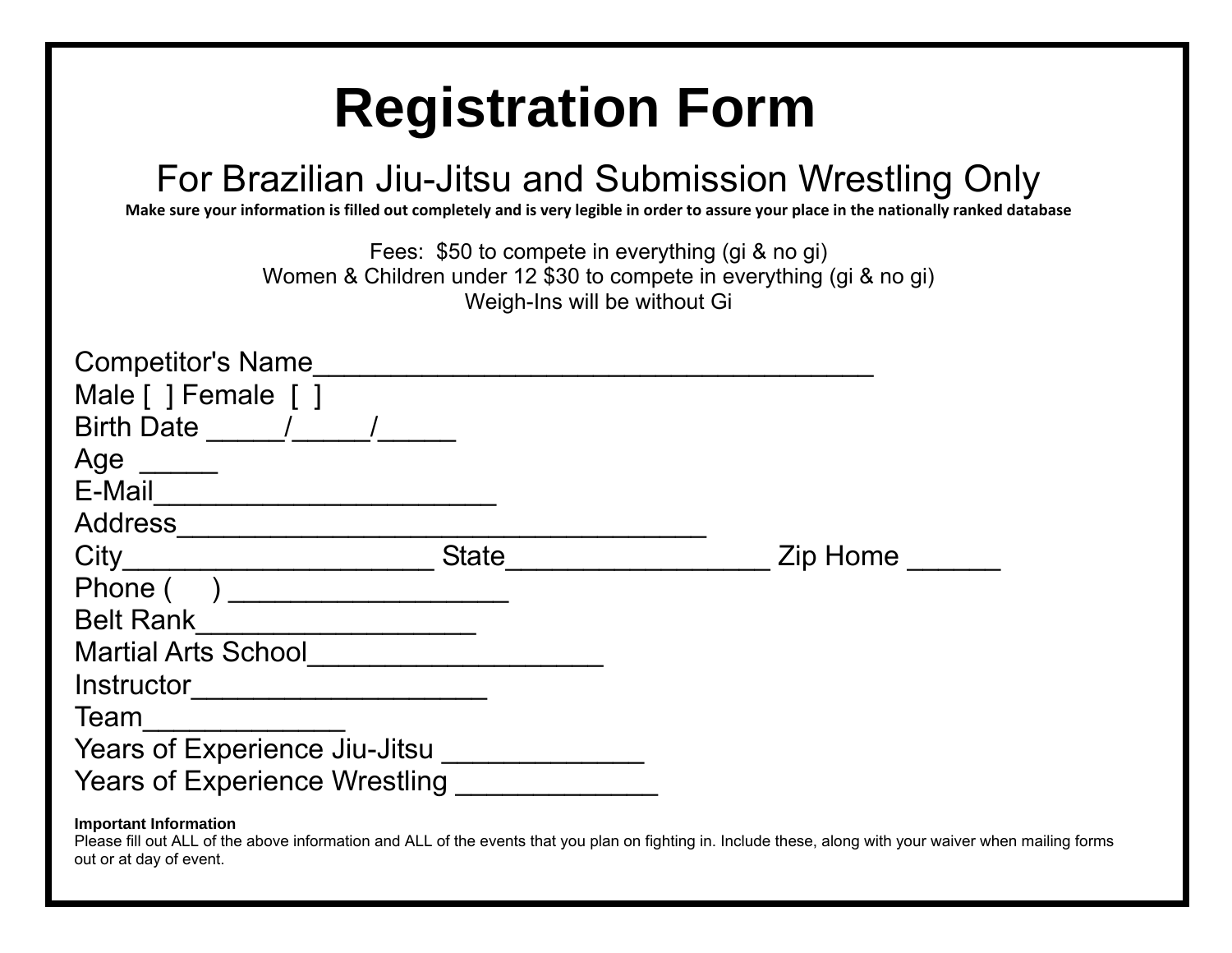# Registration Form

## For Brazilian Jiu-Jitsu and Submission Wrestling Only

**Make sure your information is filled out completely and is very legible in order to assure your place in the nationally ranked database**

Fees: $50 to compete in everything (gi & no gi)
Women & Children under 12 $30 to compete in everything (gi & no gi)
Weigh-Ins will be without Gi

Competitor's Name___________________________________
Male [ ] Female [ ]
Birth Date _____/_____/_____
Age _____
E-Mail______________________
Address__________________________________
City____________________ State_________________ Zip Home ______
Phone ( ) __________________
Belt Rank__________________
Martial Arts School___________________
Instructor__________________
Team_____________
Years of Experience Jiu-Jitsu _____________
Years of Experience Wrestling _____________

**Important Information**
Please fill out ALL of the above information and ALL of the events that you plan on fighting in. Include these, along with your waiver when mailing forms out or at day of event.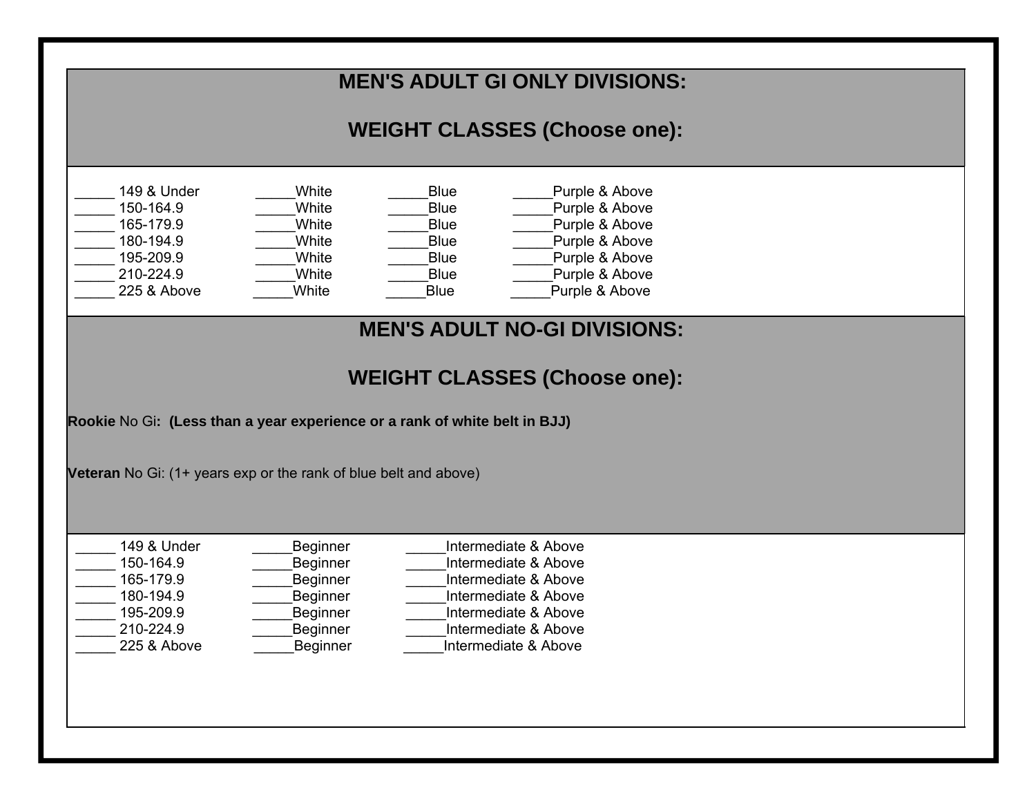## MEN'S ADULT GI ONLY DIVISIONS:

## WEIGHT CLASSES (Choose one):

| | | | |
|---|---|---|---|
| _____ 149 & Under | _____White | _____Blue | _____Purple & Above |
| _____ 150-164.9 | _____White | _____Blue | _____Purple & Above |
| _____ 165-179.9 | _____White | _____Blue | _____Purple & Above |
| _____ 180-194.9 | _____White | _____Blue | _____Purple & Above |
| _____ 195-209.9 | _____White | _____Blue | _____Purple & Above |
| _____ 210-224.9 | _____White | _____Blue | _____Purple & Above |
| _____ 225 & Above | _____White | _____Blue | _____Purple & Above |

## MEN'S ADULT NO-GI DIVISIONS:

## WEIGHT CLASSES (Choose one):

**Rookie** No Gi**: (Less than a year experience or a rank of white belt in BJJ)**

**Veteran** No Gi: (1+ years exp or the rank of blue belt and above)

| | | |
|---|---|---|
| _____ 149 & Under | _____Beginner | _____Intermediate & Above |
| _____ 150-164.9 | _____Beginner | _____Intermediate & Above |
| _____ 165-179.9 | _____Beginner | _____Intermediate & Above |
| _____ 180-194.9 | _____Beginner | _____Intermediate & Above |
| _____ 195-209.9 | _____Beginner | _____Intermediate & Above |
| _____ 210-224.9 | _____Beginner | _____Intermediate & Above |
| _____ 225 & Above | _____Beginner | _____Intermediate & Above |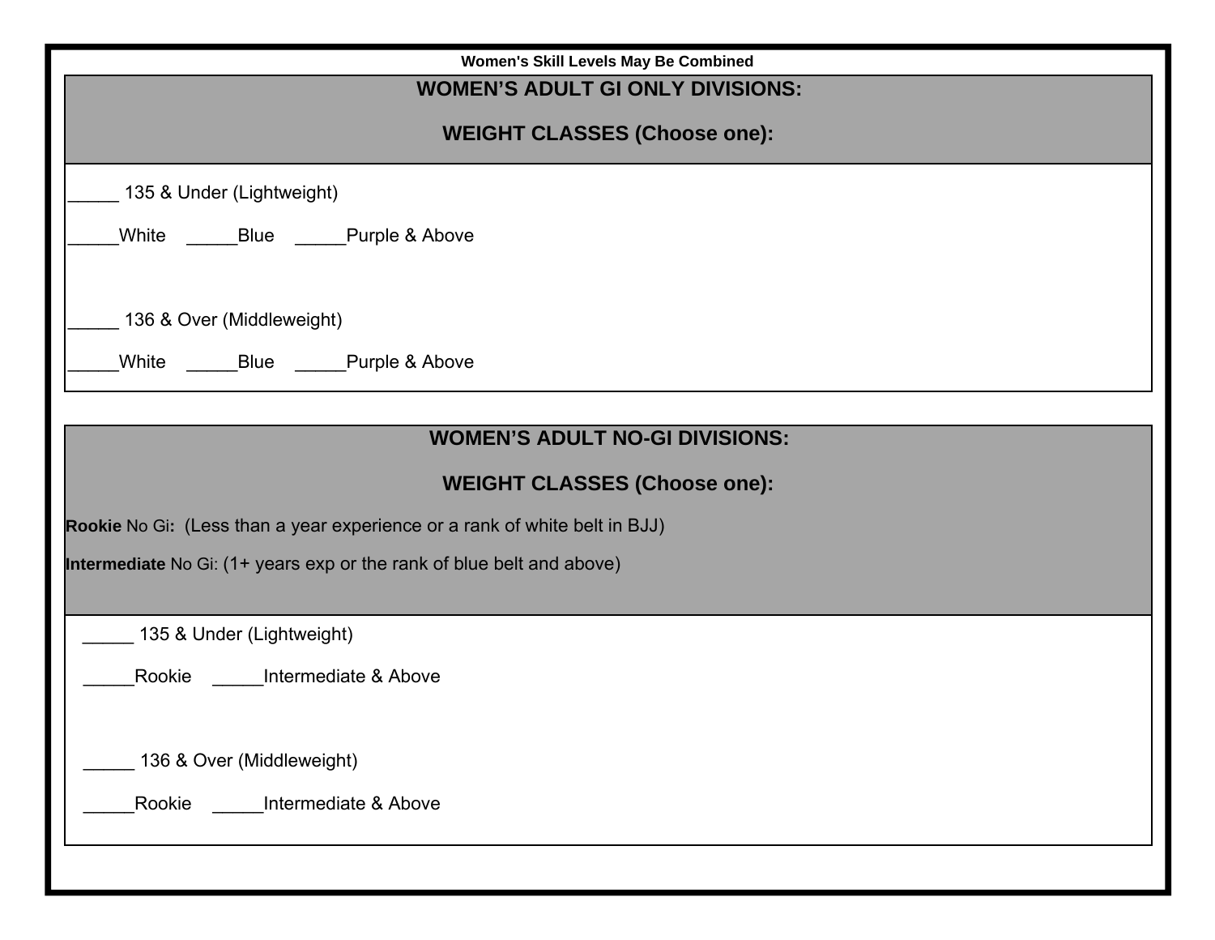**Women's Skill Levels May Be Combined**

## WOMEN’S ADULT GI ONLY DIVISIONS:

## WEIGHT CLASSES (Choose one):

_____ 135 & Under (Lightweight)

_____White     _____Blue     _____Purple & Above

_____ 136 & Over (Middleweight)

_____White     _____Blue     _____Purple & Above

## WOMEN’S ADULT NO-GI DIVISIONS:

## WEIGHT CLASSES (Choose one):

**Rookie** No Gi**:** (Less than a year experience or a rank of white belt in BJJ)

**Intermediate** No Gi: (1+ years exp or the rank of blue belt and above)

_____ 135 & Under (Lightweight)

_____Rookie     _____Intermediate & Above

_____ 136 & Over (Middleweight)

_____Rookie     _____Intermediate & Above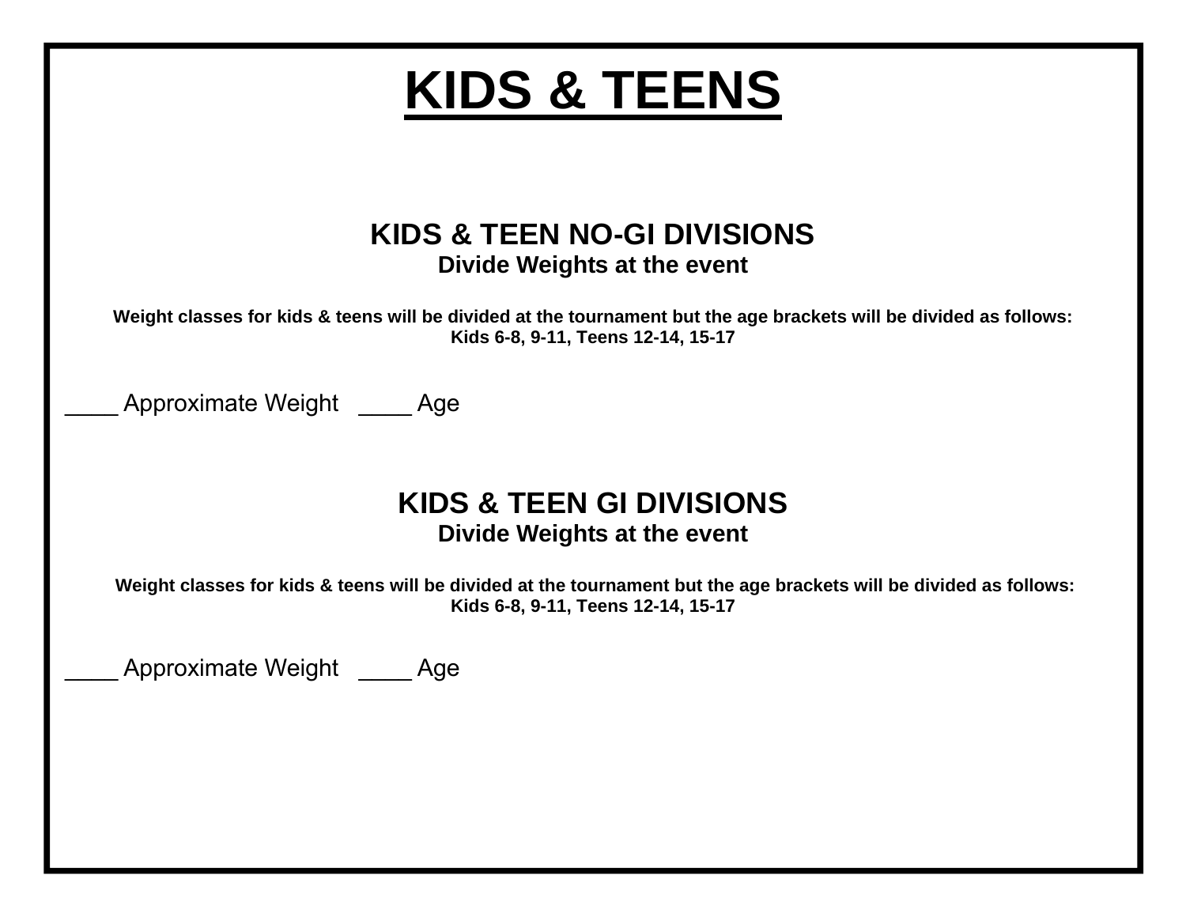# KIDS & TEENS

## KIDS & TEEN NO-GI DIVISIONS

**Divide Weights at the event**

**Weight classes for kids & teens will be divided at the tournament but the age brackets will be divided as follows:**
**Kids 6-8, 9-11, Teens 12-14, 15-17**

____ Approximate Weight   ____ Age

## KIDS & TEEN GI DIVISIONS

**Divide Weights at the event**

**Weight classes for kids & teens will be divided at the tournament but the age brackets will be divided as follows:**
**Kids 6-8, 9-11, Teens 12-14, 15-17**

____ Approximate Weight   ____ Age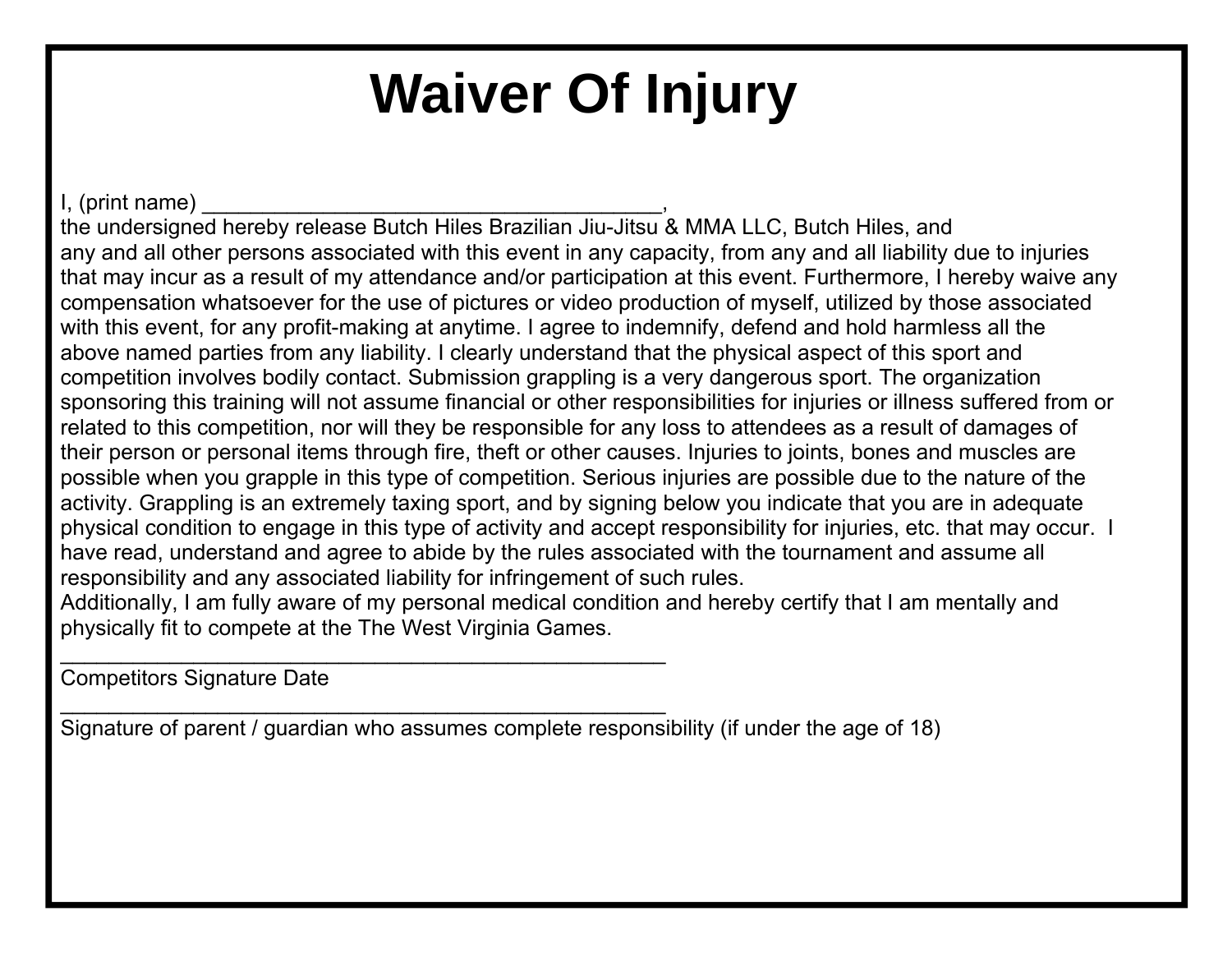# Waiver Of Injury

I, (print name) ______________________________________,
the undersigned hereby release Butch Hiles Brazilian Jiu-Jitsu & MMA LLC, Butch Hiles, and any and all other persons associated with this event in any capacity, from any and all liability due to injuries that may incur as a result of my attendance and/or participation at this event. Furthermore, I hereby waive any compensation whatsoever for the use of pictures or video production of myself, utilized by those associated with this event, for any profit-making at anytime. I agree to indemnify, defend and hold harmless all the above named parties from any liability. I clearly understand that the physical aspect of this sport and competition involves bodily contact. Submission grappling is a very dangerous sport. The organization sponsoring this training will not assume financial or other responsibilities for injuries or illness suffered from or related to this competition, nor will they be responsible for any loss to attendees as a result of damages of their person or personal items through fire, theft or other causes. Injuries to joints, bones and muscles are possible when you grapple in this type of competition. Serious injuries are possible due to the nature of the activity. Grappling is an extremely taxing sport, and by signing below you indicate that you are in adequate physical condition to engage in this type of activity and accept responsibility for injuries, etc. that may occur. I have read, understand and agree to abide by the rules associated with the tournament and assume all responsibility and any associated liability for infringement of such rules.
Additionally, I am fully aware of my personal medical condition and hereby certify that I am mentally and physically fit to compete at the The West Virginia Games.

_____________________________________________________
Competitors Signature Date

_____________________________________________________
Signature of parent / guardian who assumes complete responsibility (if under the age of 18)